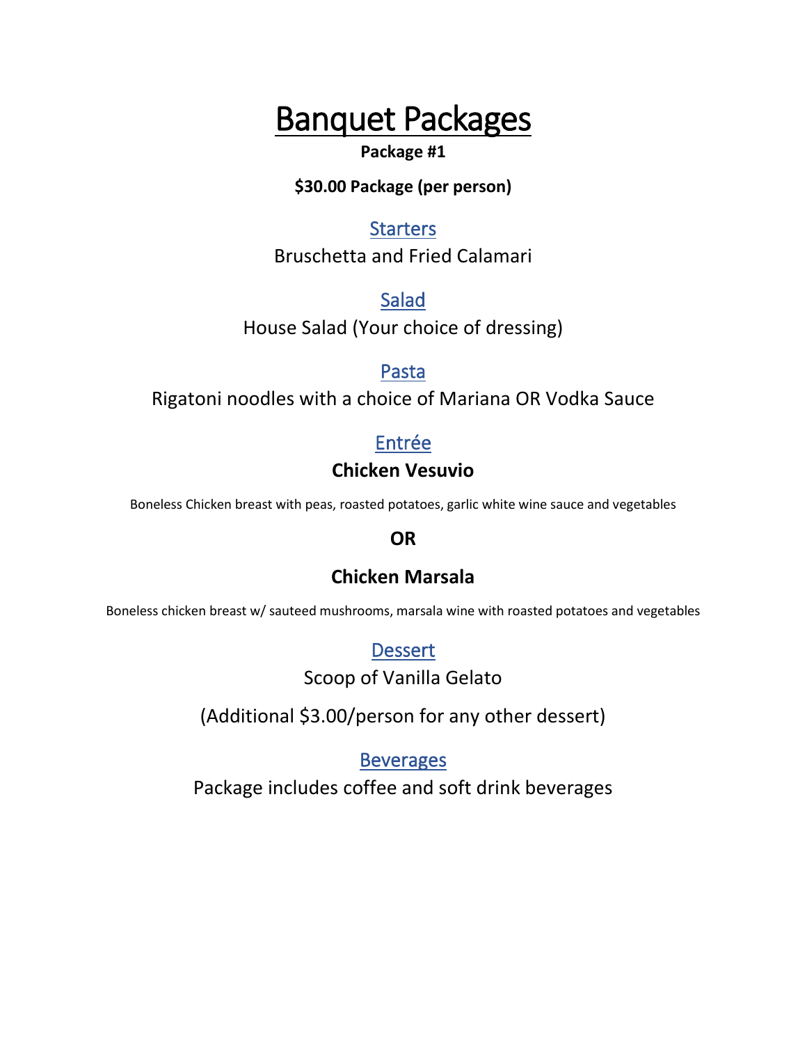# Banquet Packages

**Package #1**

**$30.00 Package (per person)**

## Starters

Bruschetta and Fried Calamari

## Salad

House Salad (Your choice of dressing)

## Pasta

Rigatoni noodles with a choice of Mariana OR Vodka Sauce

## Entrée

**Chicken Vesuvio**

Boneless Chicken breast with peas, roasted potatoes, garlic white wine sauce and vegetables

**OR**

**Chicken Marsala**

Boneless chicken breast w/ sauteed mushrooms, marsala wine with roasted potatoes and vegetables

## Dessert

Scoop of Vanilla Gelato

(Additional $3.00/person for any other dessert)

## Beverages

Package includes coffee and soft drink beverages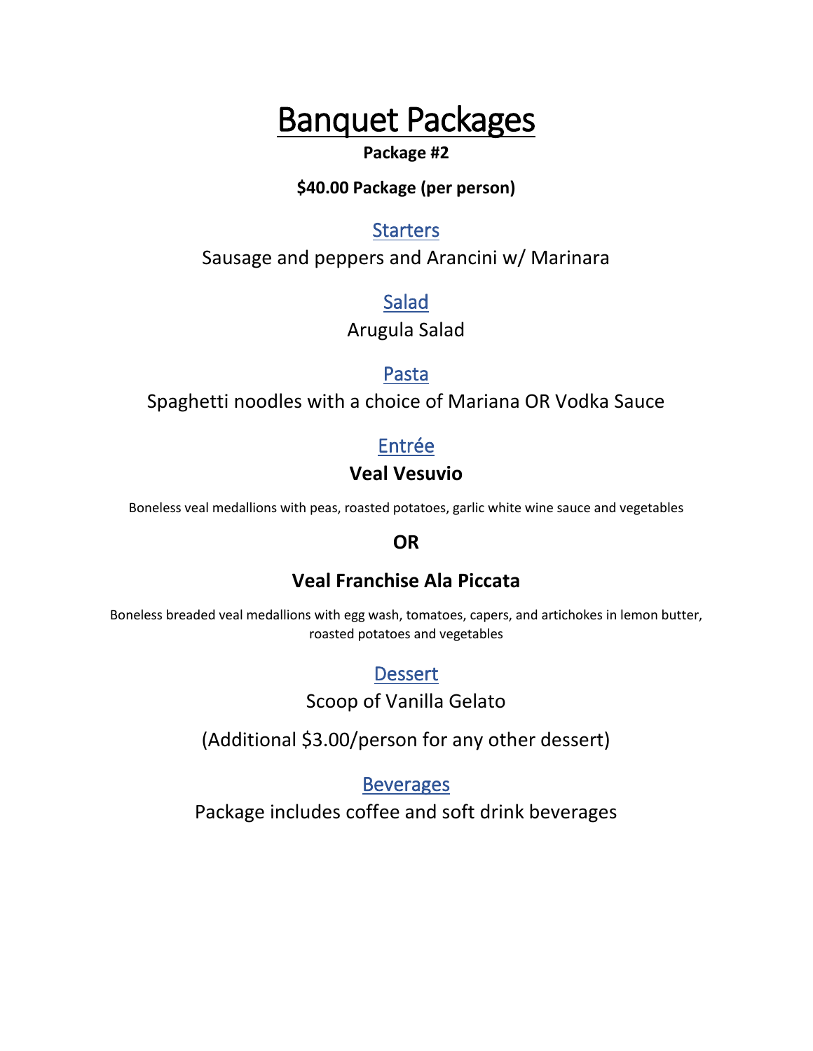# Banquet Packages

**Package #2**

**$40.00 Package (per person)**

## Starters

Sausage and peppers and Arancini w/ Marinara

## Salad

Arugula Salad

## Pasta

Spaghetti noodles with a choice of Mariana OR Vodka Sauce

## Entrée

**Veal Vesuvio**

Boneless veal medallions with peas, roasted potatoes, garlic white wine sauce and vegetables

**OR**

**Veal Franchise Ala Piccata**

Boneless breaded veal medallions with egg wash, tomatoes, capers, and artichokes in lemon butter, roasted potatoes and vegetables

## Dessert

Scoop of Vanilla Gelato

(Additional $3.00/person for any other dessert)

## Beverages

Package includes coffee and soft drink beverages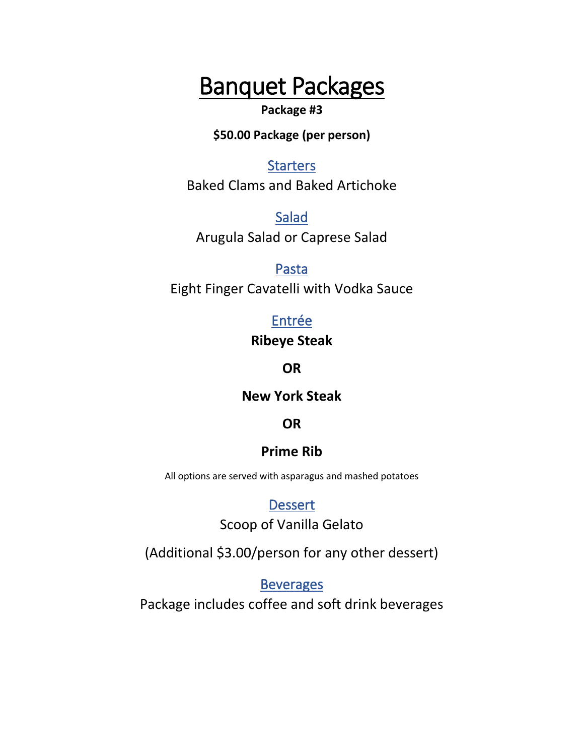# Banquet Packages

**Package #3**

**$50.00 Package (per person)**

## Starters

Baked Clams and Baked Artichoke

## Salad

Arugula Salad or Caprese Salad

## Pasta

Eight Finger Cavatelli with Vodka Sauce

## Entrée

**Ribeye Steak**

**OR**

**New York Steak**

**OR**

**Prime Rib**

All options are served with asparagus and mashed potatoes

## Dessert

Scoop of Vanilla Gelato

(Additional $3.00/person for any other dessert)

## Beverages

Package includes coffee and soft drink beverages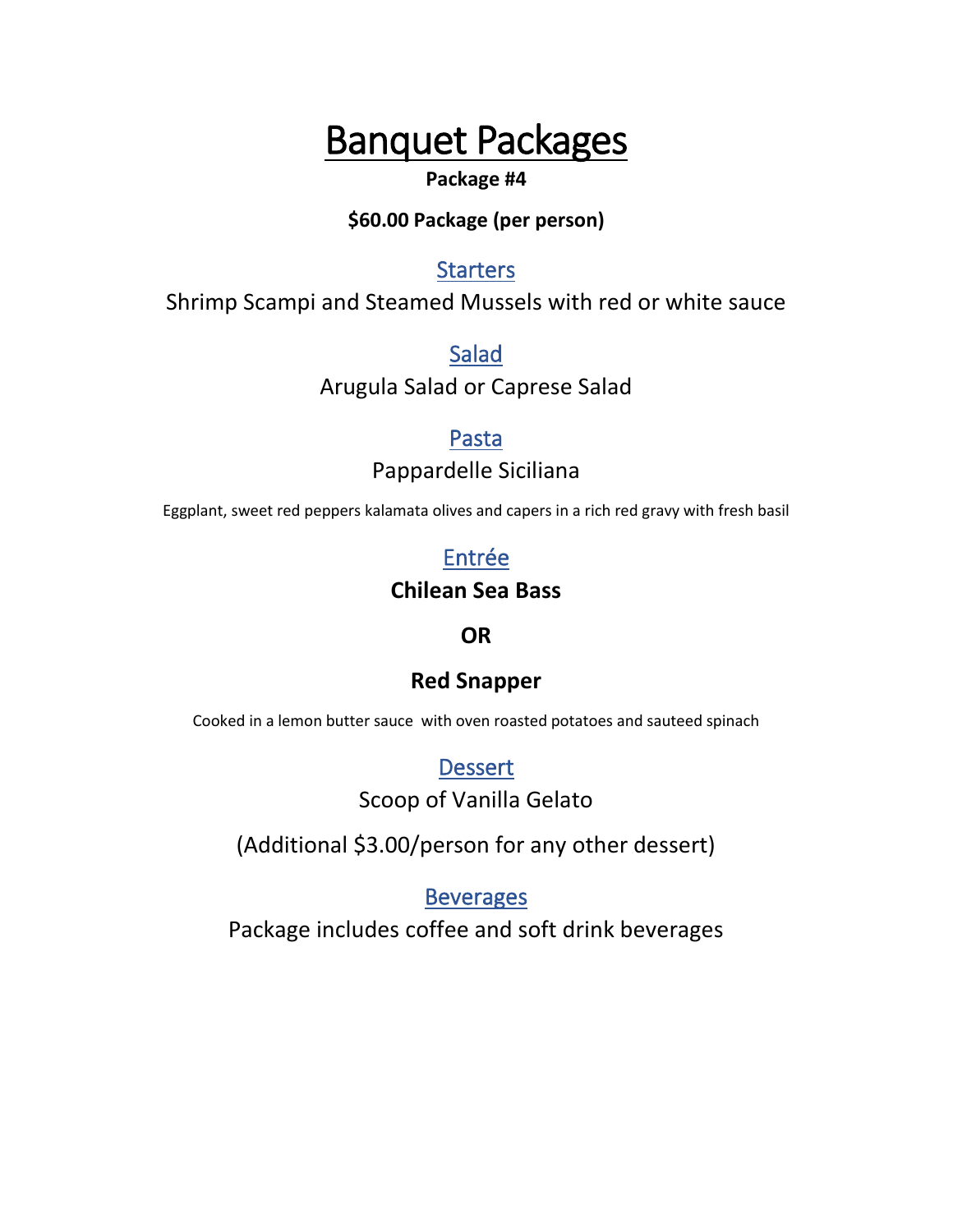# Banquet Packages

**Package #4**

**$60.00 Package (per person)**

## Starters

Shrimp Scampi and Steamed Mussels with red or white sauce

## Salad

Arugula Salad or Caprese Salad

## Pasta

Pappardelle Siciliana

Eggplant, sweet red peppers kalamata olives and capers in a rich red gravy with fresh basil

## Entrée

**Chilean Sea Bass**

**OR**

**Red Snapper**

Cooked in a lemon butter sauce with oven roasted potatoes and sauteed spinach

## Dessert

Scoop of Vanilla Gelato

(Additional $3.00/person for any other dessert)

## Beverages

Package includes coffee and soft drink beverages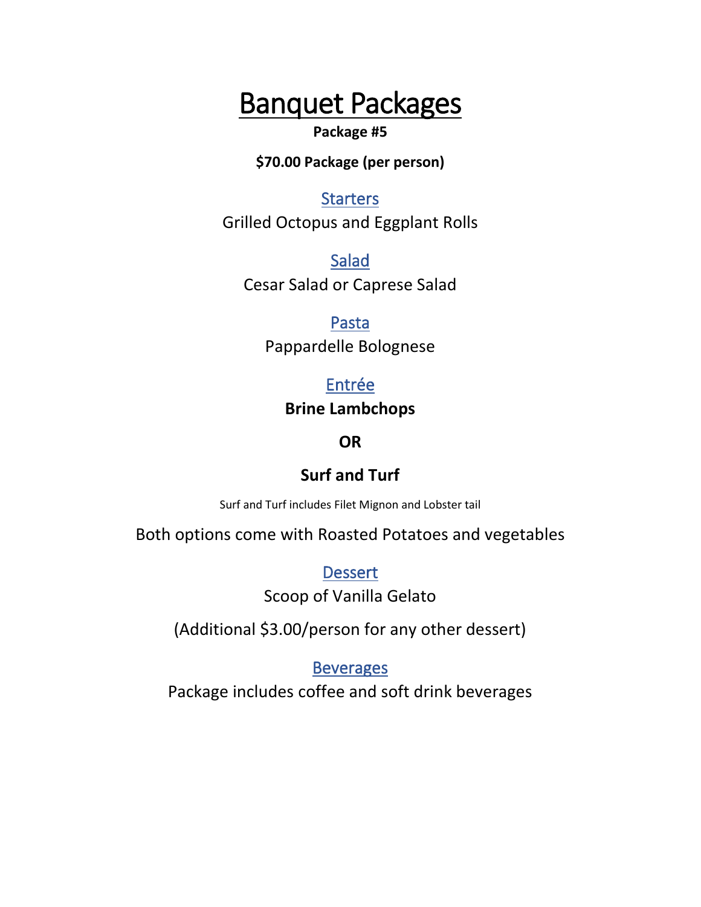# Banquet Packages

**Package #5**

**$70.00 Package (per person)**

## Starters

Grilled Octopus and Eggplant Rolls

## Salad

Cesar Salad or Caprese Salad

## Pasta

Pappardelle Bolognese

## Entrée

**Brine Lambchops**

**OR**

**Surf and Turf**

Surf and Turf includes Filet Mignon and Lobster tail

Both options come with Roasted Potatoes and vegetables

## Dessert

Scoop of Vanilla Gelato

(Additional $3.00/person for any other dessert)

## Beverages

Package includes coffee and soft drink beverages